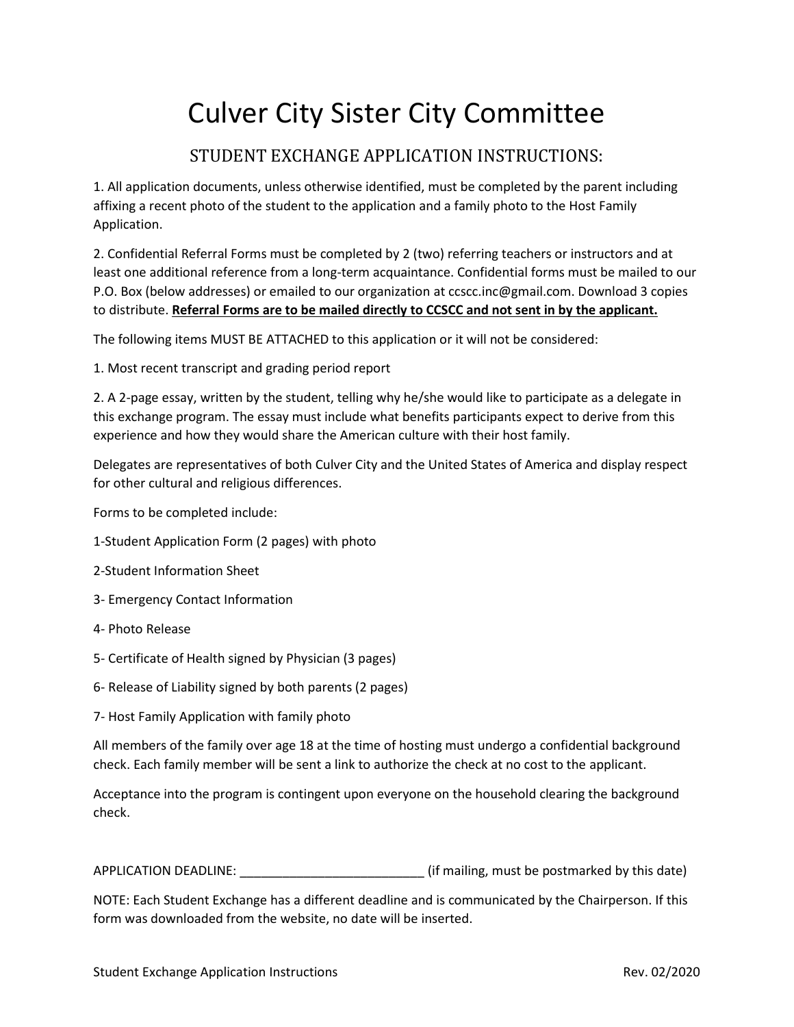# Culver City Sister City Committee

## STUDENT EXCHANGE APPLICATION INSTRUCTIONS:

1. All application documents, unless otherwise identified, must be completed by the parent including affixing a recent photo of the student to the application and a family photo to the Host Family Application.

2. Confidential Referral Forms must be completed by 2 (two) referring teachers or instructors and at least one additional reference from a long-term acquaintance. Confidential forms must be mailed to our P.O. Box (below addresses) or emailed to our organization at ccscc.inc@gmail.com. Download 3 copies to distribute. **Referral Forms are to be mailed directly to CCSCC and not sent in by the applicant.**

The following items MUST BE ATTACHED to this application or it will not be considered:

1. Most recent transcript and grading period report

2. A 2-page essay, written by the student, telling why he/she would like to participate as a delegate in this exchange program. The essay must include what benefits participants expect to derive from this experience and how they would share the American culture with their host family.

Delegates are representatives of both Culver City and the United States of America and display respect for other cultural and religious differences.

Forms to be completed include:

1-Student Application Form (2 pages) with photo

2-Student Information Sheet

3- Emergency Contact Information

4- Photo Release

5- Certificate of Health signed by Physician (3 pages)

6- Release of Liability signed by both parents (2 pages)

7- Host Family Application with family photo

All members of the family over age 18 at the time of hosting must undergo a confidential background check. Each family member will be sent a link to authorize the check at no cost to the applicant.

Acceptance into the program is contingent upon everyone on the household clearing the background check.

APPLICATION DEADLINE: ___________________________ (if mailing, must be postmarked by this date)

NOTE: Each Student Exchange has a different deadline and is communicated by the Chairperson. If this form was downloaded from the website, no date will be inserted.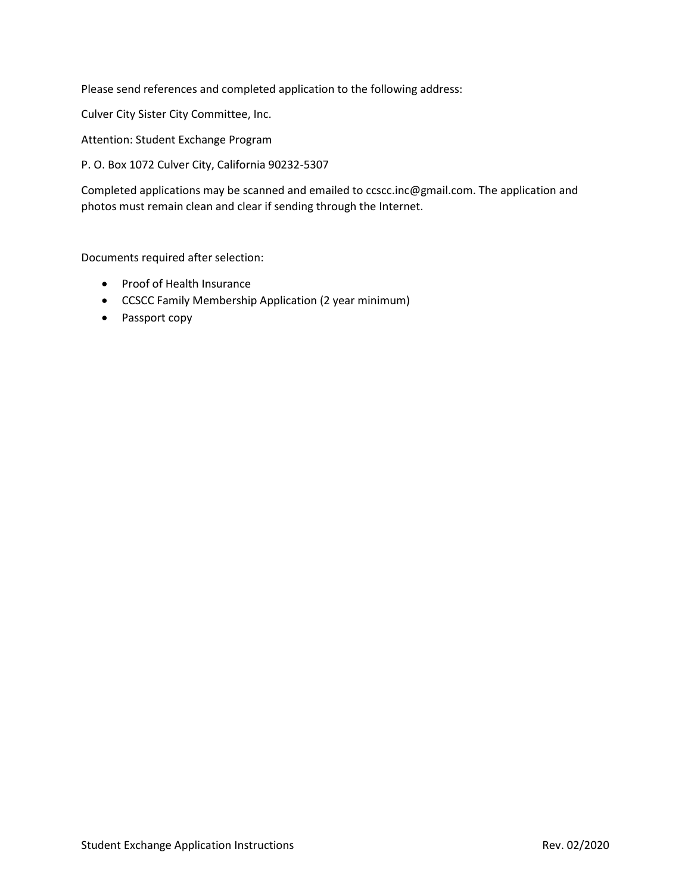Please send references and completed application to the following address:

Culver City Sister City Committee, Inc.

Attention: Student Exchange Program

P. O. Box 1072 Culver City, California 90232-5307

Completed applications may be scanned and emailed to ccscc.inc@gmail.com. The application and photos must remain clean and clear if sending through the Internet.

Documents required after selection:

- Proof of Health Insurance
- CCSCC Family Membership Application (2 year minimum)
- Passport copy